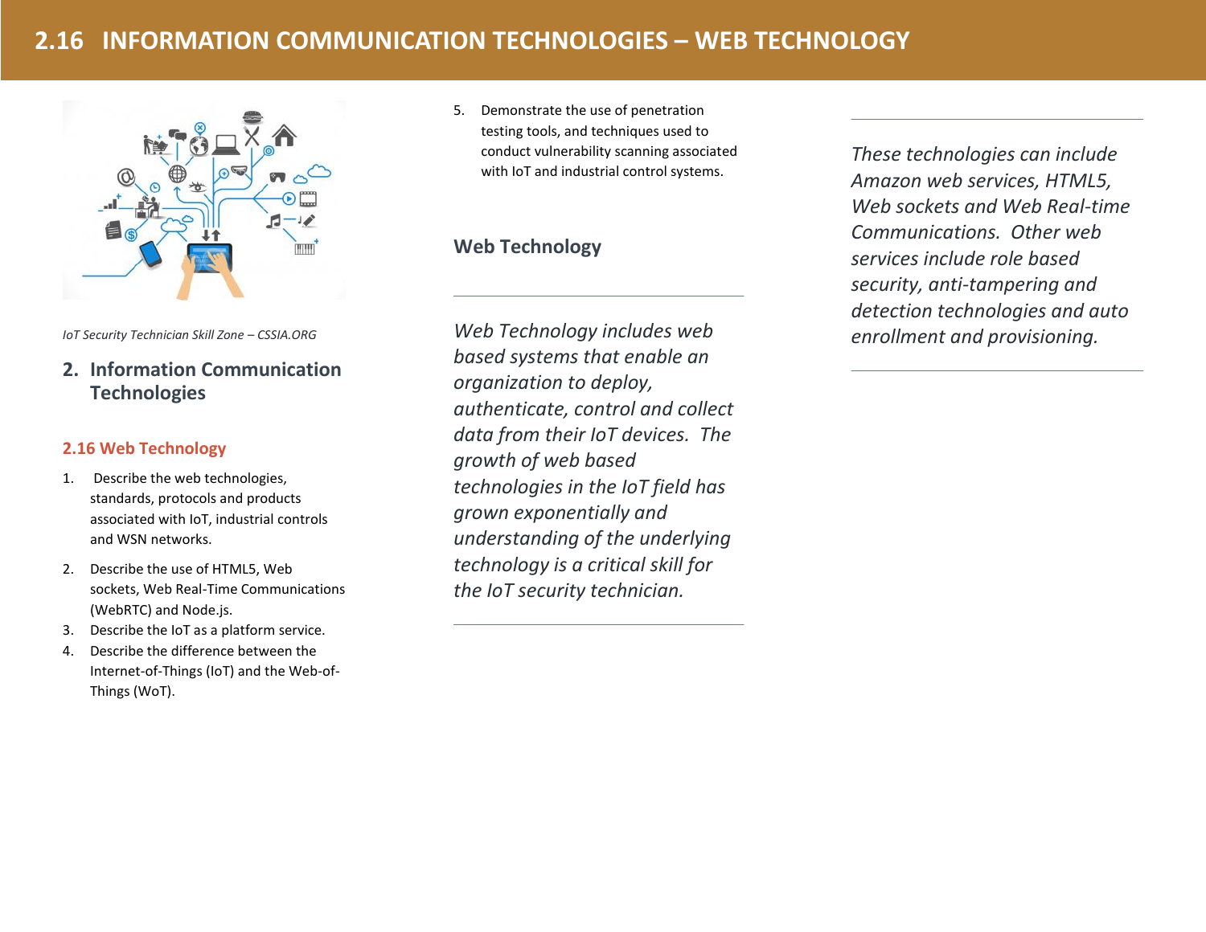# 2.16 INFORMATION COMMUNICATION TECHNOLOGIES – WEB TECHNOLOGY

*IoT Security Technician Skill Zone – CSSIA.ORG*

## 2. Information Communication Technologies

### 2.16 Web Technology

1. Describe the web technologies, standards, protocols and products associated with IoT, industrial controls and WSN networks.
2. Describe the use of HTML5, Web sockets, Web Real-Time Communications (WebRTC) and Node.js.
3. Describe the IoT as a platform service.
4. Describe the difference between the Internet-of-Things (IoT) and the Web-of-Things (WoT).
5. Demonstrate the use of penetration testing tools, and techniques used to conduct vulnerability scanning associated with IoT and industrial control systems.

### Web Technology

---

*Web Technology includes web based systems that enable an organization to deploy, authenticate, control and collect data from their IoT devices. The growth of web based technologies in the IoT field has grown exponentially and understanding of the underlying technology is a critical skill for the IoT security technician.*

---

*These technologies can include Amazon web services, HTML5, Web sockets and Web Real-time Communications. Other web services include role based security, anti-tampering and detection technologies and auto enrollment and provisioning.*

---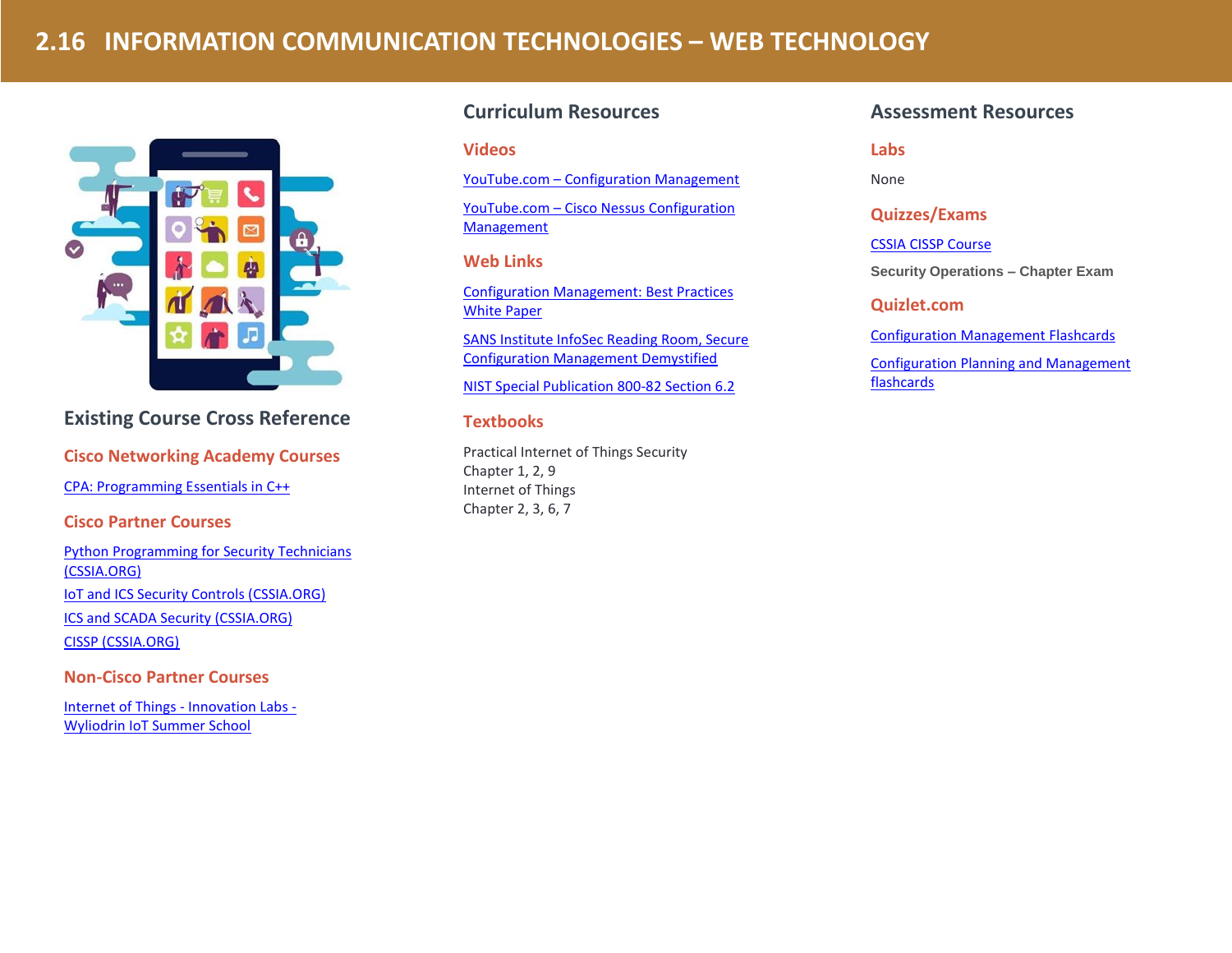# 2.16 INFORMATION COMMUNICATION TECHNOLOGIES – WEB TECHNOLOGY

## Existing Course Cross Reference

### Cisco Networking Academy Courses

CPA: Programming Essentials in C++

### Cisco Partner Courses

Python Programming for Security Technicians (CSSIA.ORG)

IoT and ICS Security Controls (CSSIA.ORG)

ICS and SCADA Security (CSSIA.ORG)

CISSP (CSSIA.ORG)

### Non-Cisco Partner Courses

Internet of Things - Innovation Labs - Wyliodrin IoT Summer School

## Curriculum Resources

### Videos

YouTube.com – Configuration Management

YouTube.com – Cisco Nessus Configuration Management

### Web Links

Configuration Management: Best Practices White Paper

SANS Institute InfoSec Reading Room, Secure Configuration Management Demystified

NIST Special Publication 800-82 Section 6.2

### Textbooks

Practical Internet of Things Security
Chapter 1, 2, 9
Internet of Things
Chapter 2, 3, 6, 7

## Assessment Resources

### Labs

None

### Quizzes/Exams

CSSIA CISSP Course

**Security Operations – Chapter Exam**

### Quizlet.com

Configuration Management Flashcards

Configuration Planning and Management flashcards